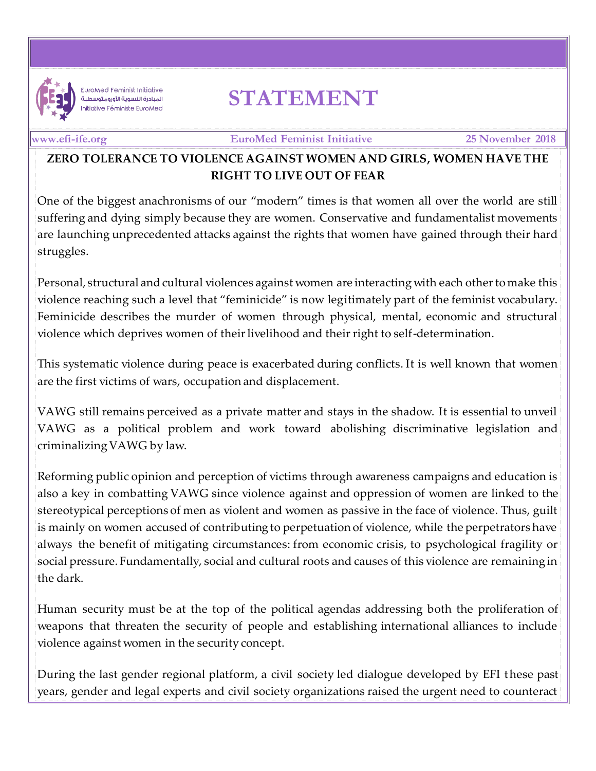EuroMed Feminist Initiative
المبادرة النسوية الأورومتوسطية
Initiative Féministe EuroMed

# STATEMENT

www.efi-ife.org | EuroMed Feminist Initiative | 25 November 2018

## ZERO TOLERANCE TO VIOLENCE AGAINST WOMEN AND GIRLS, WOMEN HAVE THE RIGHT TO LIVE OUT OF FEAR

One of the biggest anachronisms of our "modern" times is that women all over the world are still suffering and dying simply because they are women. Conservative and fundamentalist movements are launching unprecedented attacks against the rights that women have gained through their hard struggles.

Personal, structural and cultural violences against women are interacting with each other to make this violence reaching such a level that "feminicide" is now legitimately part of the feminist vocabulary. Feminicide describes the murder of women through physical, mental, economic and structural violence which deprives women of their livelihood and their right to self-determination.

This systematic violence during peace is exacerbated during conflicts. It is well known that women are the first victims of wars, occupation and displacement.

VAWG still remains perceived as a private matter and stays in the shadow. It is essential to unveil VAWG as a political problem and work toward abolishing discriminative legislation and criminalizing VAWG by law.

Reforming public opinion and perception of victims through awareness campaigns and education is also a key in combatting VAWG since violence against and oppression of women are linked to the stereotypical perceptions of men as violent and women as passive in the face of violence. Thus, guilt is mainly on women accused of contributing to perpetuation of violence, while the perpetrators have always the benefit of mitigating circumstances: from economic crisis, to psychological fragility or social pressure. Fundamentally, social and cultural roots and causes of this violence are remaining in the dark.

Human security must be at the top of the political agendas addressing both the proliferation of weapons that threaten the security of people and establishing international alliances to include violence against women in the security concept.

During the last gender regional platform, a civil society led dialogue developed by EFI these past years, gender and legal experts and civil society organizations raised the urgent need to counteract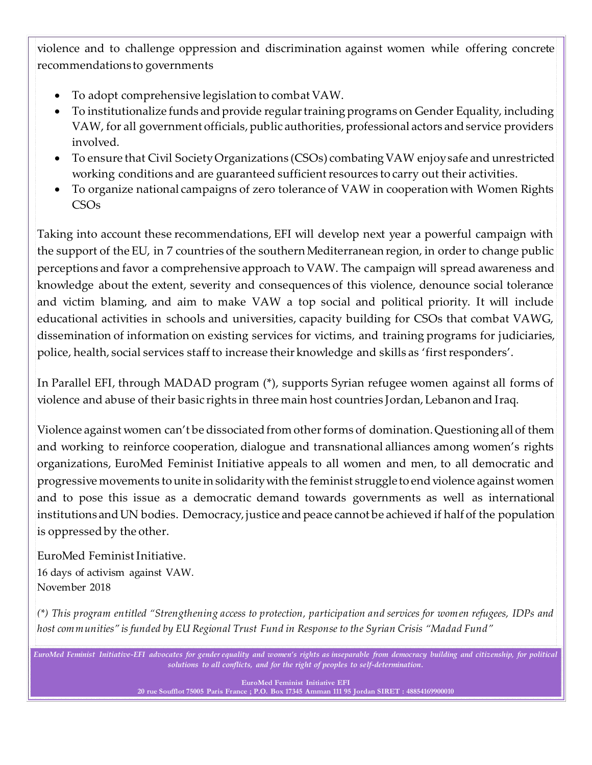violence and to challenge oppression and discrimination against women while offering concrete recommendations to governments

- To adopt comprehensive legislation to combat VAW.
- To institutionalize funds and provide regular training programs on Gender Equality, including VAW, for all government officials, public authorities, professional actors and service providers involved.
- To ensure that Civil Society Organizations (CSOs) combating VAW enjoy safe and unrestricted working conditions and are guaranteed sufficient resources to carry out their activities.
- To organize national campaigns of zero tolerance of VAW in cooperation with Women Rights CSOs

Taking into account these recommendations, EFI will develop next year a powerful campaign with the support of the EU, in 7 countries of the southern Mediterranean region, in order to change public perceptions and favor a comprehensive approach to VAW. The campaign will spread awareness and knowledge about the extent, severity and consequences of this violence, denounce social tolerance and victim blaming, and aim to make VAW a top social and political priority. It will include educational activities in schools and universities, capacity building for CSOs that combat VAWG, dissemination of information on existing services for victims, and training programs for judiciaries, police, health, social services staff to increase their knowledge and skills as 'first responders'.

In Parallel EFI, through MADAD program (*), supports Syrian refugee women against all forms of violence and abuse of their basic rights in three main host countries Jordan, Lebanon and Iraq.

Violence against women can't be dissociated from other forms of domination. Questioning all of them and working to reinforce cooperation, dialogue and transnational alliances among women's rights organizations, EuroMed Feminist Initiative appeals to all women and men, to all democratic and progressive movements to unite in solidarity with the feminist struggle to end violence against women and to pose this issue as a democratic demand towards governments as well as international institutions and UN bodies. Democracy, justice and peace cannot be achieved if half of the population is oppressed by the other.

EuroMed Feminist Initiative.
16 days of activism against VAW.
November 2018

*(\*) This program entitled "Strengthening access to protection, participation and services for women refugees, IDPs and host communities" is funded by EU Regional Trust Fund in Response to the Syrian Crisis "Madad Fund"*

*EuroMed Feminist Initiative-EFI advocates for gender equality and women's rights as inseparable from democracy building and citizenship, for political solutions to all conflicts, and for the right of peoples to self-determination.*

**EuroMed Feminist Initiative EFI**
**20 rue Soufflot 75005 Paris France ; P.O. Box 17345 Amman 111 95 Jordan SIRET : 48854169900010**